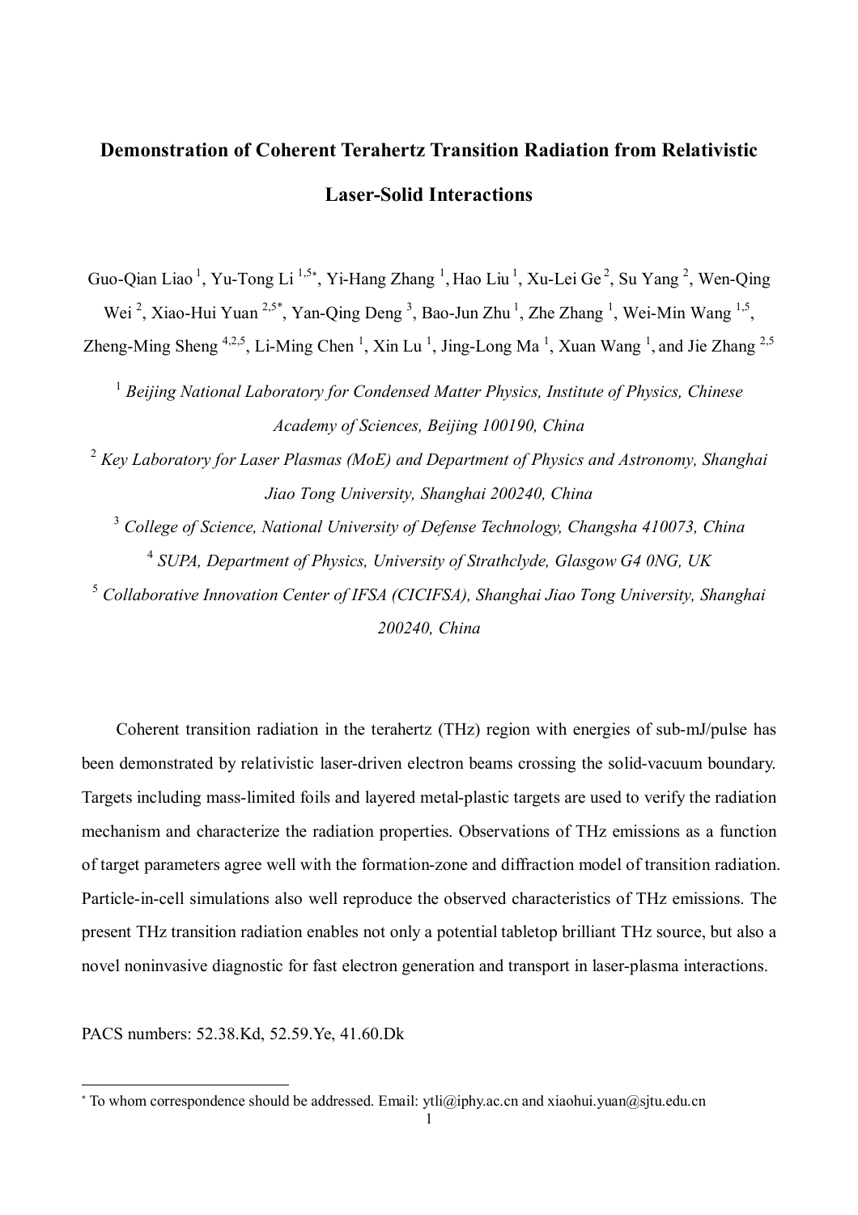# Demonstration of Coherent Terahertz Transition Radiation from Relativistic Laser-Solid Interactions

Guo-Qian Liao [1], Yu-Tong Li [1,5*], Yi-Hang Zhang [1], Hao Liu [1], Xu-Lei Ge [2], Su Yang [2], Wen-Qing Wei [2], Xiao-Hui Yuan [2,5*], Yan-Qing Deng [3], Bao-Jun Zhu [1], Zhe Zhang [1], Wei-Min Wang [1,5], Zheng-Ming Sheng [4,2,5], Li-Ming Chen [1], Xin Lu [1], Jing-Long Ma [1], Xuan Wang [1], and Jie Zhang [2,5]

[1] *Beijing National Laboratory for Condensed Matter Physics, Institute of Physics, Chinese Academy of Sciences, Beijing 100190, China*

[2] *Key Laboratory for Laser Plasmas (MoE) and Department of Physics and Astronomy, Shanghai Jiao Tong University, Shanghai 200240, China*

[3] *College of Science, National University of Defense Technology, Changsha 410073, China*

[4] *SUPA, Department of Physics, University of Strathclyde, Glasgow G4 0NG, UK*

[5] *Collaborative Innovation Center of IFSA (CICIFSA), Shanghai Jiao Tong University, Shanghai 200240, China*

Coherent transition radiation in the terahertz (THz) region with energies of sub-mJ/pulse has been demonstrated by relativistic laser-driven electron beams crossing the solid-vacuum boundary. Targets including mass-limited foils and layered metal-plastic targets are used to verify the radiation mechanism and characterize the radiation properties. Observations of THz emissions as a function of target parameters agree well with the formation-zone and diffraction model of transition radiation. Particle-in-cell simulations also well reproduce the observed characteristics of THz emissions. The present THz transition radiation enables not only a potential tabletop brilliant THz source, but also a novel noninvasive diagnostic for fast electron generation and transport in laser-plasma interactions.

PACS numbers: 52.38.Kd, 52.59.Ye, 41.60.Dk

[*] To whom correspondence should be addressed. Email: ytli@iphy.ac.cn and xiaohui.yuan@sjtu.edu.cn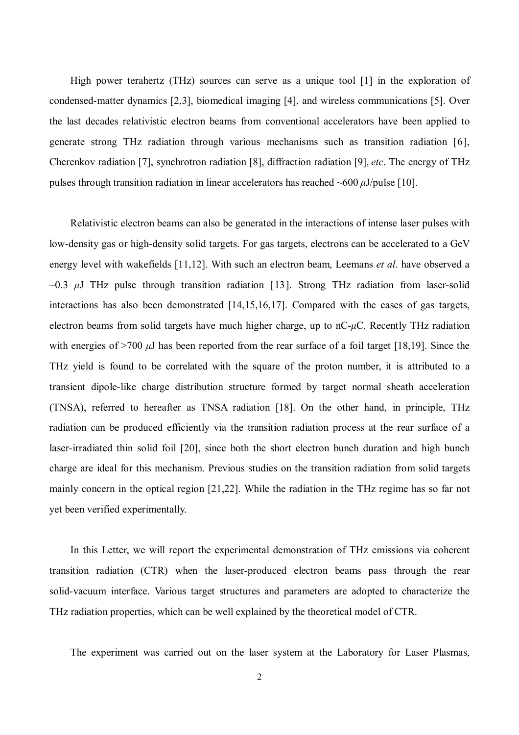High power terahertz (THz) sources can serve as a unique tool [1] in the exploration of condensed-matter dynamics [2,3], biomedical imaging [4], and wireless communications [5]. Over the last decades relativistic electron beams from conventional accelerators have been applied to generate strong THz radiation through various mechanisms such as transition radiation [6], Cherenkov radiation [7], synchrotron radiation [8], diffraction radiation [9], *etc*. The energy of THz pulses through transition radiation in linear accelerators has reached ~600 $\mu$J/pulse [10].

Relativistic electron beams can also be generated in the interactions of intense laser pulses with low-density gas or high-density solid targets. For gas targets, electrons can be accelerated to a GeV energy level with wakefields [11,12]. With such an electron beam, Leemans *et al*. have observed a ~0.3 $\mu$J THz pulse through transition radiation [13]. Strong THz radiation from laser-solid interactions has also been demonstrated [14,15,16,17]. Compared with the cases of gas targets, electron beams from solid targets have much higher charge, up to nC-$\mu$C. Recently THz radiation with energies of >700 $\mu$J has been reported from the rear surface of a foil target [18,19]. Since the THz yield is found to be correlated with the square of the proton number, it is attributed to a transient dipole-like charge distribution structure formed by target normal sheath acceleration (TNSA), referred to hereafter as TNSA radiation [18]. On the other hand, in principle, THz radiation can be produced efficiently via the transition radiation process at the rear surface of a laser-irradiated thin solid foil [20], since both the short electron bunch duration and high bunch charge are ideal for this mechanism. Previous studies on the transition radiation from solid targets mainly concern in the optical region [21,22]. While the radiation in the THz regime has so far not yet been verified experimentally.

In this Letter, we will report the experimental demonstration of THz emissions via coherent transition radiation (CTR) when the laser-produced electron beams pass through the rear solid-vacuum interface. Various target structures and parameters are adopted to characterize the THz radiation properties, which can be well explained by the theoretical model of CTR.

The experiment was carried out on the laser system at the Laboratory for Laser Plasmas,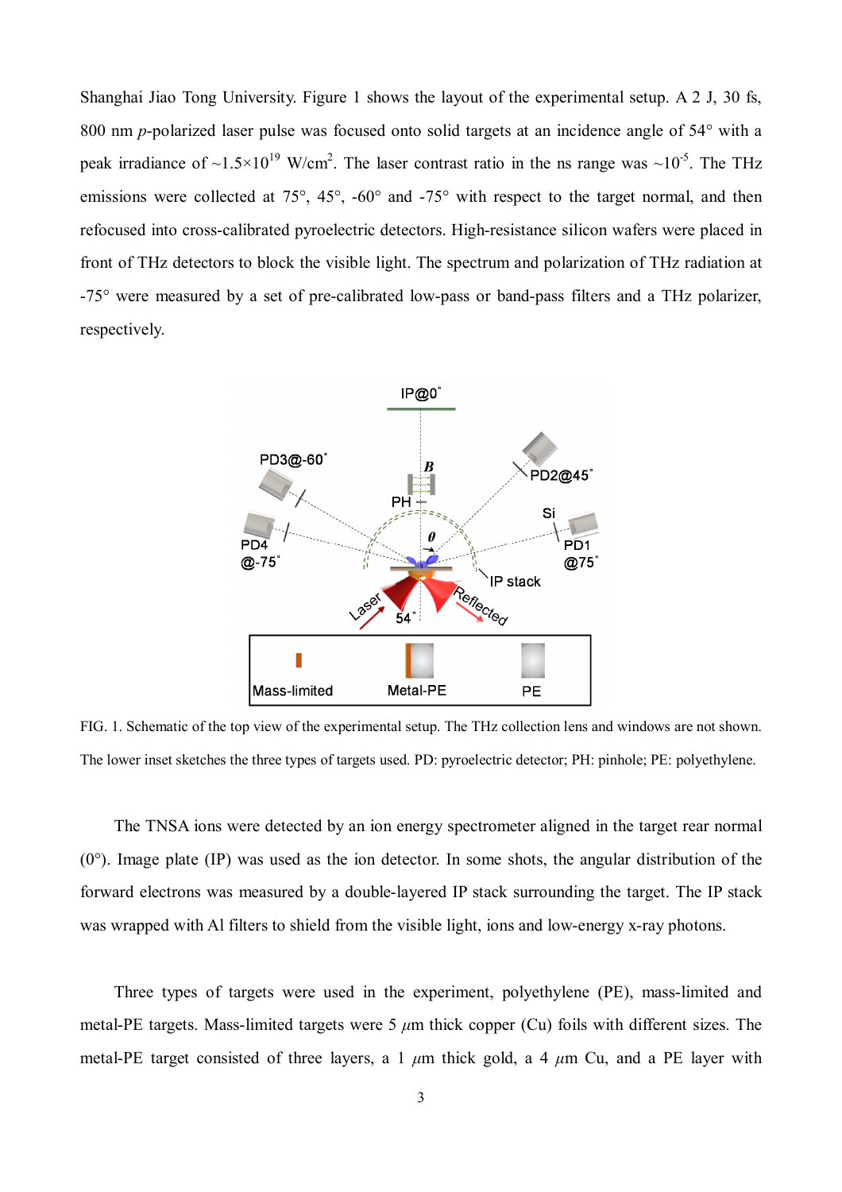Shanghai Jiao Tong University. Figure 1 shows the layout of the experimental setup. A 2 J, 30 fs, 800 nm *p*-polarized laser pulse was focused onto solid targets at an incidence angle of 54° with a peak irradiance of ~$1.5\times10^{19}$ W/cm$^2$. The laser contrast ratio in the ns range was ~$10^{-5}$. The THz emissions were collected at 75°, 45°, -60° and -75° with respect to the target normal, and then refocused into cross-calibrated pyroelectric detectors. High-resistance silicon wafers were placed in front of THz detectors to block the visible light. The spectrum and polarization of THz radiation at -75° were measured by a set of pre-calibrated low-pass or band-pass filters and a THz polarizer, respectively.

FIG. 1. Schematic of the top view of the experimental setup. The THz collection lens and windows are not shown. The lower inset sketches the three types of targets used. PD: pyroelectric detector; PH: pinhole; PE: polyethylene.

The TNSA ions were detected by an ion energy spectrometer aligned in the target rear normal (0°). Image plate (IP) was used as the ion detector. In some shots, the angular distribution of the forward electrons was measured by a double-layered IP stack surrounding the target. The IP stack was wrapped with Al filters to shield from the visible light, ions and low-energy x-ray photons.

Three types of targets were used in the experiment, polyethylene (PE), mass-limited and metal-PE targets. Mass-limited targets were 5 $\mu$m thick copper (Cu) foils with different sizes. The metal-PE target consisted of three layers, a 1 $\mu$m thick gold, a 4 $\mu$m Cu, and a PE layer with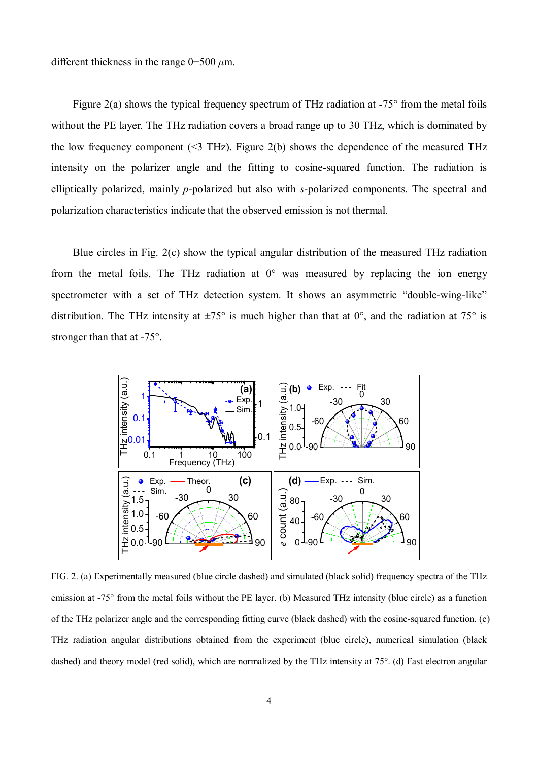different thickness in the range 0−500 $\mu$m.

Figure 2(a) shows the typical frequency spectrum of THz radiation at -75° from the metal foils without the PE layer. The THz radiation covers a broad range up to 30 THz, which is dominated by the low frequency component (<3 THz). Figure 2(b) shows the dependence of the measured THz intensity on the polarizer angle and the fitting to cosine-squared function. The radiation is elliptically polarized, mainly *p*-polarized but also with *s*-polarized components. The spectral and polarization characteristics indicate that the observed emission is not thermal.

Blue circles in Fig. 2(c) show the typical angular distribution of the measured THz radiation from the metal foils. The THz radiation at 0° was measured by replacing the ion energy spectrometer with a set of THz detection system. It shows an asymmetric “double-wing-like” distribution. The THz intensity at ±75° is much higher than that at 0°, and the radiation at 75° is stronger than that at -75°.

FIG. 2. (a) Experimentally measured (blue circle dashed) and simulated (black solid) frequency spectra of the THz emission at -75° from the metal foils without the PE layer. (b) Measured THz intensity (blue circle) as a function of the THz polarizer angle and the corresponding fitting curve (black dashed) with the cosine-squared function. (c) THz radiation angular distributions obtained from the experiment (blue circle), numerical simulation (black dashed) and theory model (red solid), which are normalized by the THz intensity at 75°. (d) Fast electron angular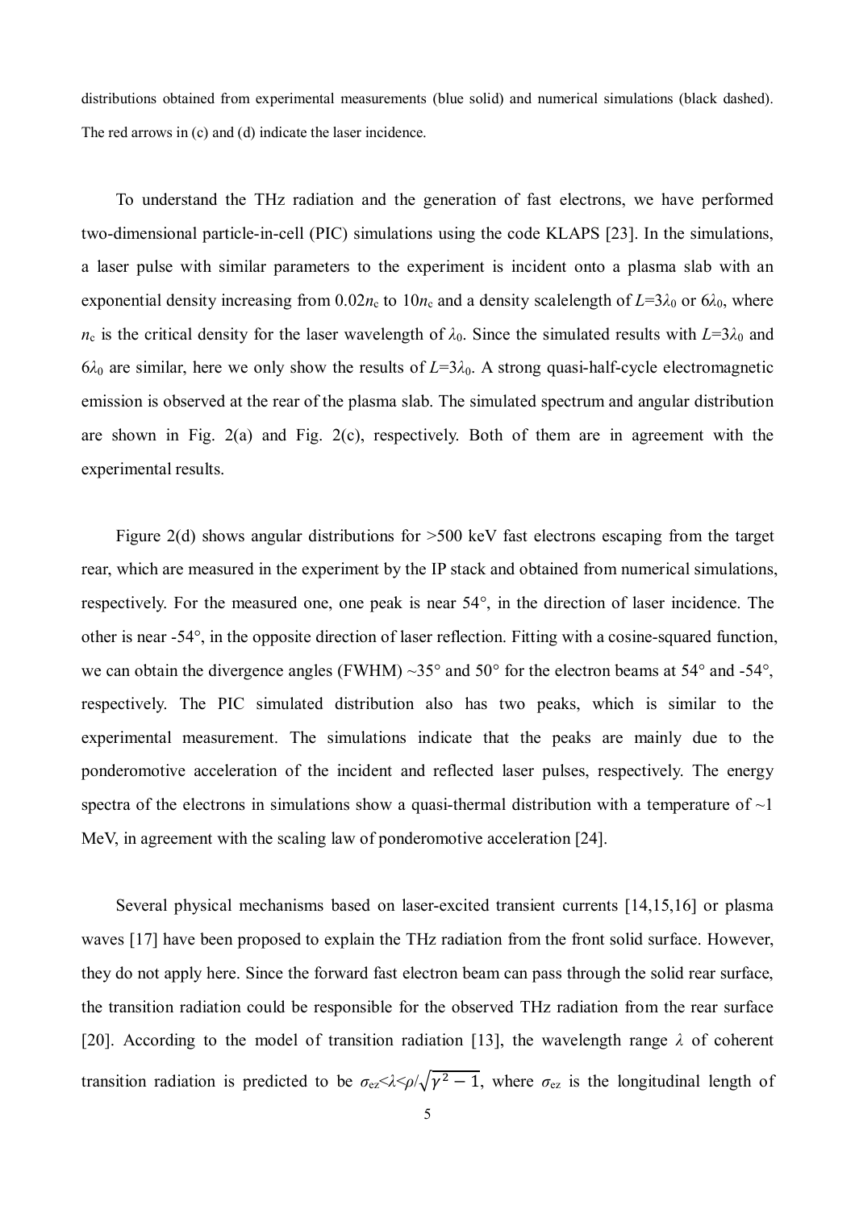distributions obtained from experimental measurements (blue solid) and numerical simulations (black dashed). The red arrows in (c) and (d) indicate the laser incidence.

To understand the THz radiation and the generation of fast electrons, we have performed two-dimensional particle-in-cell (PIC) simulations using the code KLAPS [23]. In the simulations, a laser pulse with similar parameters to the experiment is incident onto a plasma slab with an exponential density increasing from $0.02n_c$ to $10n_c$ and a density scalelength of $L$=$3\lambda_0$ or $6\lambda_0$, where $n_c$ is the critical density for the laser wavelength of $\lambda_0$. Since the simulated results with $L$=$3\lambda_0$ and $6\lambda_0$ are similar, here we only show the results of $L$=$3\lambda_0$. A strong quasi-half-cycle electromagnetic emission is observed at the rear of the plasma slab. The simulated spectrum and angular distribution are shown in Fig. 2(a) and Fig. 2(c), respectively. Both of them are in agreement with the experimental results.

Figure 2(d) shows angular distributions for >500 keV fast electrons escaping from the target rear, which are measured in the experiment by the IP stack and obtained from numerical simulations, respectively. For the measured one, one peak is near 54°, in the direction of laser incidence. The other is near -54°, in the opposite direction of laser reflection. Fitting with a cosine-squared function, we can obtain the divergence angles (FWHM) ~35° and 50° for the electron beams at 54° and -54°, respectively. The PIC simulated distribution also has two peaks, which is similar to the experimental measurement. The simulations indicate that the peaks are mainly due to the ponderomotive acceleration of the incident and reflected laser pulses, respectively. The energy spectra of the electrons in simulations show a quasi-thermal distribution with a temperature of ~1 MeV, in agreement with the scaling law of ponderomotive acceleration [24].

Several physical mechanisms based on laser-excited transient currents [14,15,16] or plasma waves [17] have been proposed to explain the THz radiation from the front solid surface. However, they do not apply here. Since the forward fast electron beam can pass through the solid rear surface, the transition radiation could be responsible for the observed THz radiation from the rear surface [20]. According to the model of transition radiation [13], the wavelength range $\lambda$ of coherent transition radiation is predicted to be $\sigma_{ez}<\lambda<\rho/\sqrt{\gamma^2-1}$, where $\sigma_{ez}$ is the longitudinal length of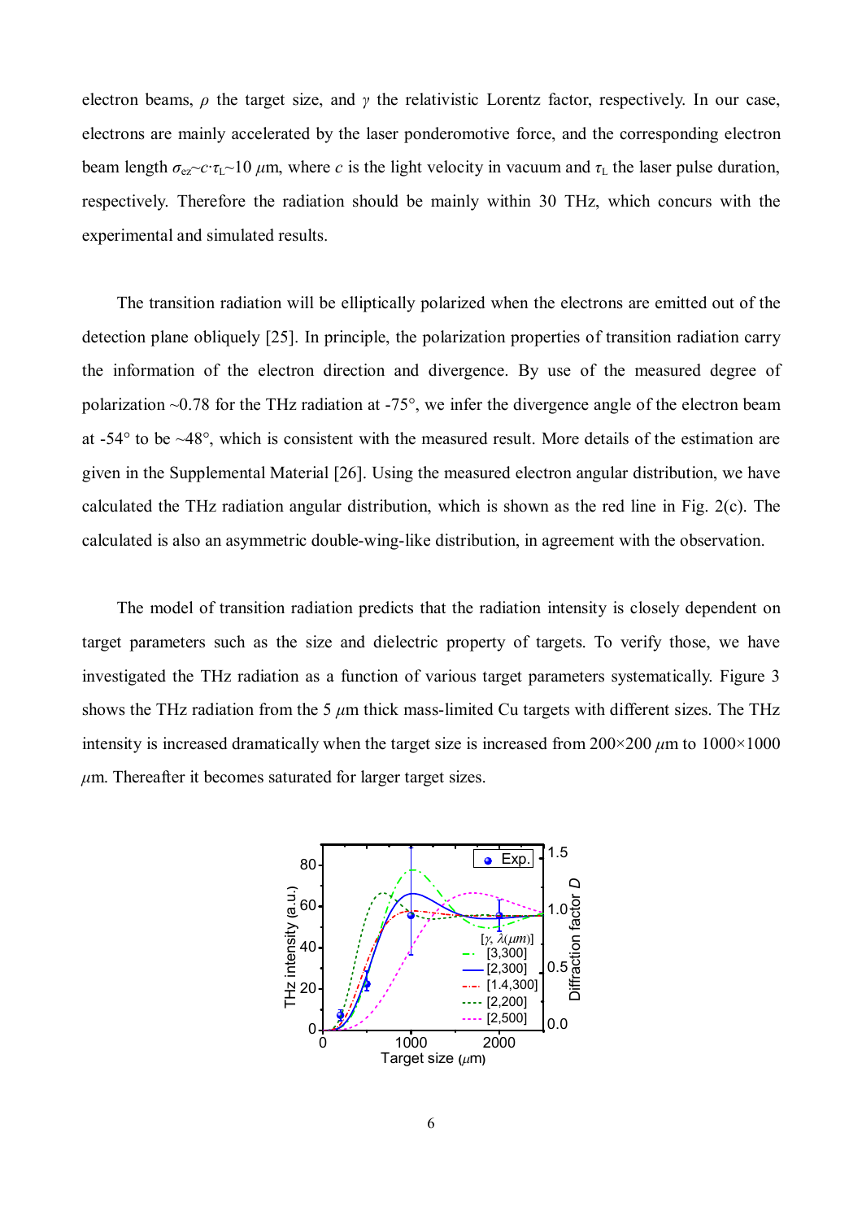electron beams, $\rho$ the target size, and $\gamma$ the relativistic Lorentz factor, respectively. In our case, electrons are mainly accelerated by the laser ponderomotive force, and the corresponding electron beam length $\sigma_{ez}\sim c\cdot\tau_L\sim 10$ $\mu$m, where $c$ is the light velocity in vacuum and $\tau_L$ the laser pulse duration, respectively. Therefore the radiation should be mainly within 30 THz, which concurs with the experimental and simulated results.

The transition radiation will be elliptically polarized when the electrons are emitted out of the detection plane obliquely [25]. In principle, the polarization properties of transition radiation carry the information of the electron direction and divergence. By use of the measured degree of polarization ~0.78 for the THz radiation at -75°, we infer the divergence angle of the electron beam at -54° to be ~48°, which is consistent with the measured result. More details of the estimation are given in the Supplemental Material [26]. Using the measured electron angular distribution, we have calculated the THz radiation angular distribution, which is shown as the red line in Fig. 2(c). The calculated is also an asymmetric double-wing-like distribution, in agreement with the observation.

The model of transition radiation predicts that the radiation intensity is closely dependent on target parameters such as the size and dielectric property of targets. To verify those, we have investigated the THz radiation as a function of various target parameters systematically. Figure 3 shows the THz radiation from the 5 $\mu$m thick mass-limited Cu targets with different sizes. The THz intensity is increased dramatically when the target size is increased from 200×200 $\mu$m to 1000×1000 $\mu$m. Thereafter it becomes saturated for larger target sizes.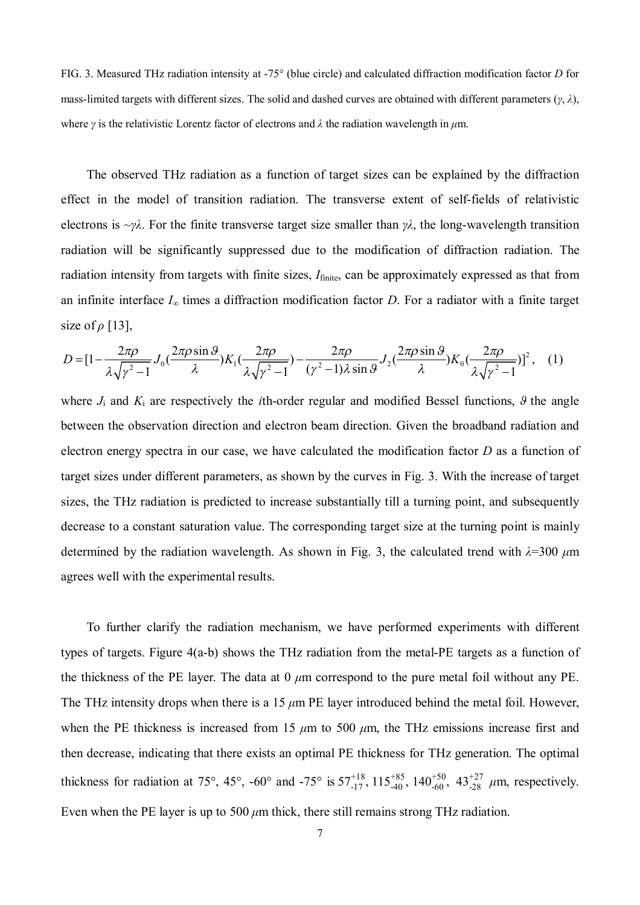FIG. 3. Measured THz radiation intensity at -75° (blue circle) and calculated diffraction modification factor $D$ for mass-limited targets with different sizes. The solid and dashed curves are obtained with different parameters ($\gamma$, $\lambda$), where $\gamma$ is the relativistic Lorentz factor of electrons and $\lambda$ the radiation wavelength in $\mu$m.

The observed THz radiation as a function of target sizes can be explained by the diffraction effect in the model of transition radiation. The transverse extent of self-fields of relativistic electrons is $\sim\gamma\lambda$. For the finite transverse target size smaller than $\gamma\lambda$, the long-wavelength transition radiation will be significantly suppressed due to the modification of diffraction radiation. The radiation intensity from targets with finite sizes, $I_{\text{finite}}$, can be approximately expressed as that from an infinite interface $I_{\infty}$ times a diffraction modification factor $D$. For a radiator with a finite target size of $\rho$ [13],

$$D = [1 - \frac{2\pi\rho}{\lambda\sqrt{\gamma^2 - 1}} J_0(\frac{2\pi\rho\sin\vartheta}{\lambda}) K_1(\frac{2\pi\rho}{\lambda\sqrt{\gamma^2-1}}) - \frac{2\pi\rho}{(\gamma^2 - 1)\lambda\sin\vartheta} J_2(\frac{2\pi\rho\sin\vartheta}{\lambda}) K_0(\frac{2\pi\rho}{\lambda\sqrt{\gamma^2-1}})]^2, \quad (1)$$

where $J_i$ and $K_i$ are respectively the $i$th-order regular and modified Bessel functions, $\vartheta$ the angle between the observation direction and electron beam direction. Given the broadband radiation and electron energy spectra in our case, we have calculated the modification factor $D$ as a function of target sizes under different parameters, as shown by the curves in Fig. 3. With the increase of target sizes, the THz radiation is predicted to increase substantially till a turning point, and subsequently decrease to a constant saturation value. The corresponding target size at the turning point is mainly determined by the radiation wavelength. As shown in Fig. 3, the calculated trend with $\lambda$=300 $\mu$m agrees well with the experimental results.

To further clarify the radiation mechanism, we have performed experiments with different types of targets. Figure 4(a-b) shows the THz radiation from the metal-PE targets as a function of the thickness of the PE layer. The data at 0 $\mu$m correspond to the pure metal foil without any PE. The THz intensity drops when there is a 15 $\mu$m PE layer introduced behind the metal foil. However, when the PE thickness is increased from 15 $\mu$m to 500 $\mu$m, the THz emissions increase first and then decrease, indicating that there exists an optimal PE thickness for THz generation. The optimal thickness for radiation at 75°, 45°, -60° and -75° is $57^{+18}_{-17}$, $115^{+85}_{-40}$, $140^{+50}_{-60}$, $43^{+27}_{-28}$ $\mu$m, respectively. Even when the PE layer is up to 500 $\mu$m thick, there still remains strong THz radiation.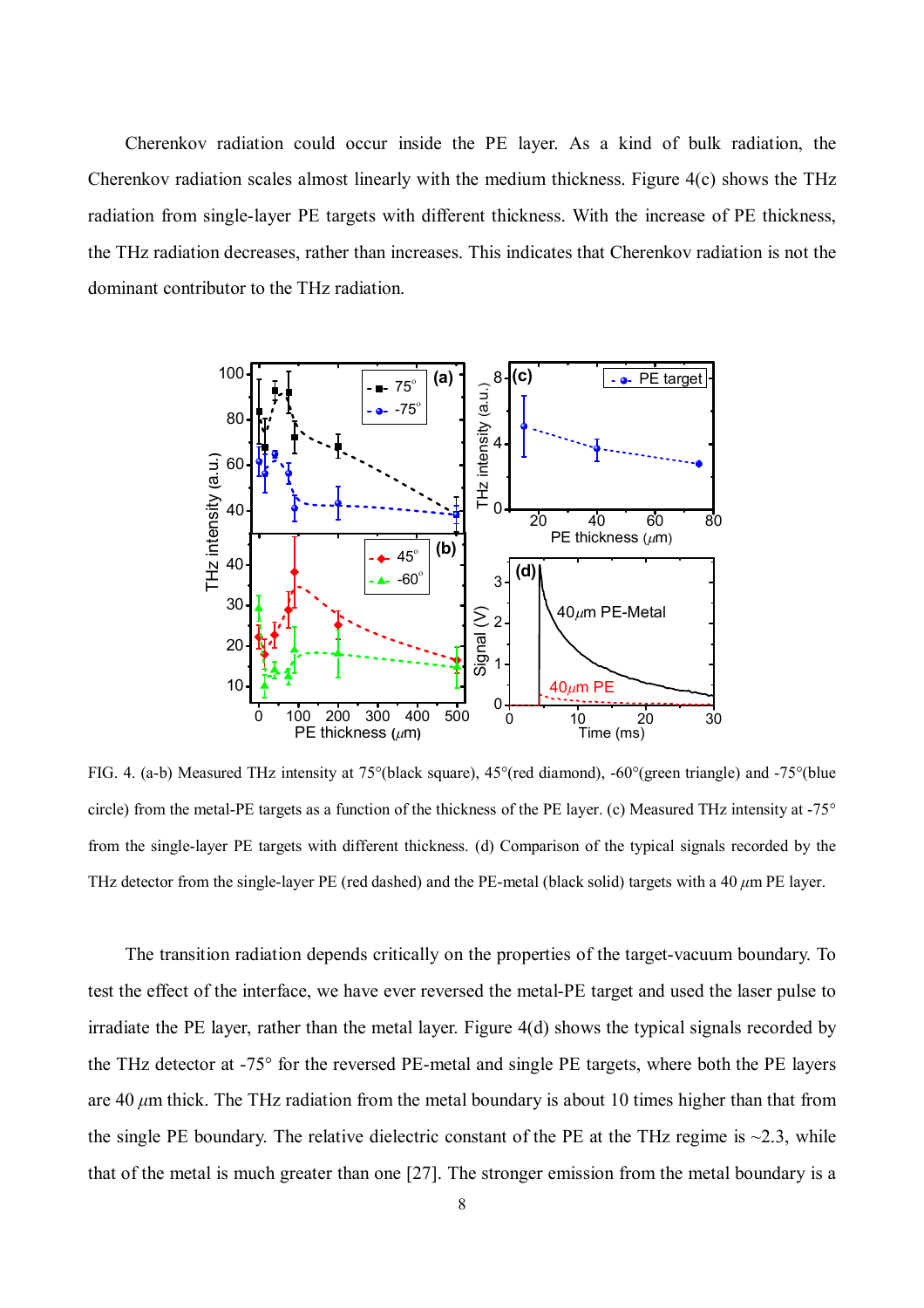Cherenkov radiation could occur inside the PE layer. As a kind of bulk radiation, the Cherenkov radiation scales almost linearly with the medium thickness. Figure 4(c) shows the THz radiation from single-layer PE targets with different thickness. With the increase of PE thickness, the THz radiation decreases, rather than increases. This indicates that Cherenkov radiation is not the dominant contributor to the THz radiation.

FIG. 4. (a-b) Measured THz intensity at 75°(black square), 45°(red diamond), -60°(green triangle) and -75°(blue circle) from the metal-PE targets as a function of the thickness of the PE layer. (c) Measured THz intensity at -75° from the single-layer PE targets with different thickness. (d) Comparison of the typical signals recorded by the THz detector from the single-layer PE (red dashed) and the PE-metal (black solid) targets with a 40 $\mu$m PE layer.

The transition radiation depends critically on the properties of the target-vacuum boundary. To test the effect of the interface, we have ever reversed the metal-PE target and used the laser pulse to irradiate the PE layer, rather than the metal layer. Figure 4(d) shows the typical signals recorded by the THz detector at -75° for the reversed PE-metal and single PE targets, where both the PE layers are 40 $\mu$m thick. The THz radiation from the metal boundary is about 10 times higher than that from the single PE boundary. The relative dielectric constant of the PE at the THz regime is ~2.3, while that of the metal is much greater than one [27]. The stronger emission from the metal boundary is a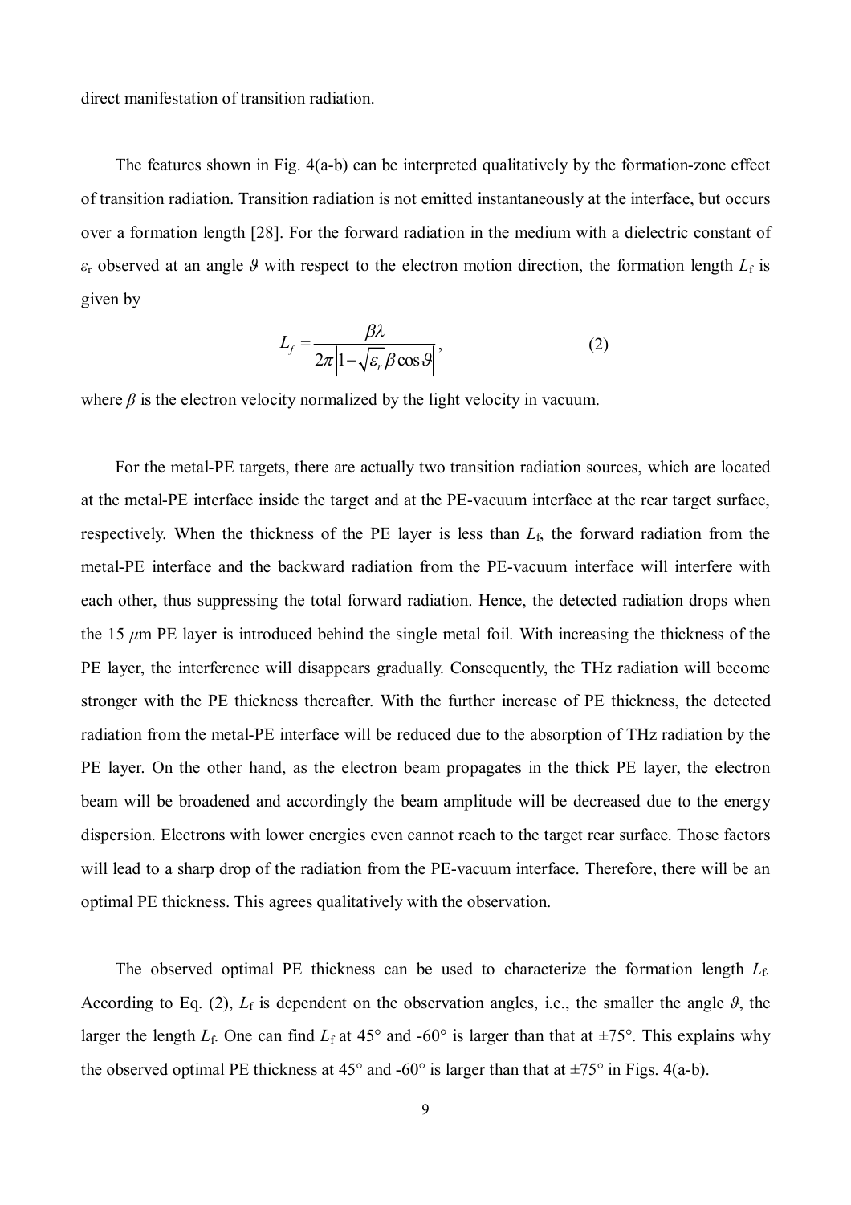direct manifestation of transition radiation.

The features shown in Fig. 4(a-b) can be interpreted qualitatively by the formation-zone effect of transition radiation. Transition radiation is not emitted instantaneously at the interface, but occurs over a formation length [28]. For the forward radiation in the medium with a dielectric constant of $\varepsilon_r$ observed at an angle $\vartheta$ with respect to the electron motion direction, the formation length $L_f$ is given by

$$L_f = \frac{\beta\lambda}{2\pi\left|1-\sqrt{\varepsilon_r}\beta\cos\vartheta\right|}, \tag{2}$$

where $\beta$ is the electron velocity normalized by the light velocity in vacuum.

For the metal-PE targets, there are actually two transition radiation sources, which are located at the metal-PE interface inside the target and at the PE-vacuum interface at the rear target surface, respectively. When the thickness of the PE layer is less than $L_f$, the forward radiation from the metal-PE interface and the backward radiation from the PE-vacuum interface will interfere with each other, thus suppressing the total forward radiation. Hence, the detected radiation drops when the 15 $\mu$m PE layer is introduced behind the single metal foil. With increasing the thickness of the PE layer, the interference will disappears gradually. Consequently, the THz radiation will become stronger with the PE thickness thereafter. With the further increase of PE thickness, the detected radiation from the metal-PE interface will be reduced due to the absorption of THz radiation by the PE layer. On the other hand, as the electron beam propagates in the thick PE layer, the electron beam will be broadened and accordingly the beam amplitude will be decreased due to the energy dispersion. Electrons with lower energies even cannot reach to the target rear surface. Those factors will lead to a sharp drop of the radiation from the PE-vacuum interface. Therefore, there will be an optimal PE thickness. This agrees qualitatively with the observation.

The observed optimal PE thickness can be used to characterize the formation length $L_f$. According to Eq. (2), $L_f$ is dependent on the observation angles, i.e., the smaller the angle $\vartheta$, the larger the length $L_f$. One can find $L_f$ at 45° and -60° is larger than that at ±75°. This explains why the observed optimal PE thickness at 45° and -60° is larger than that at ±75° in Figs. 4(a-b).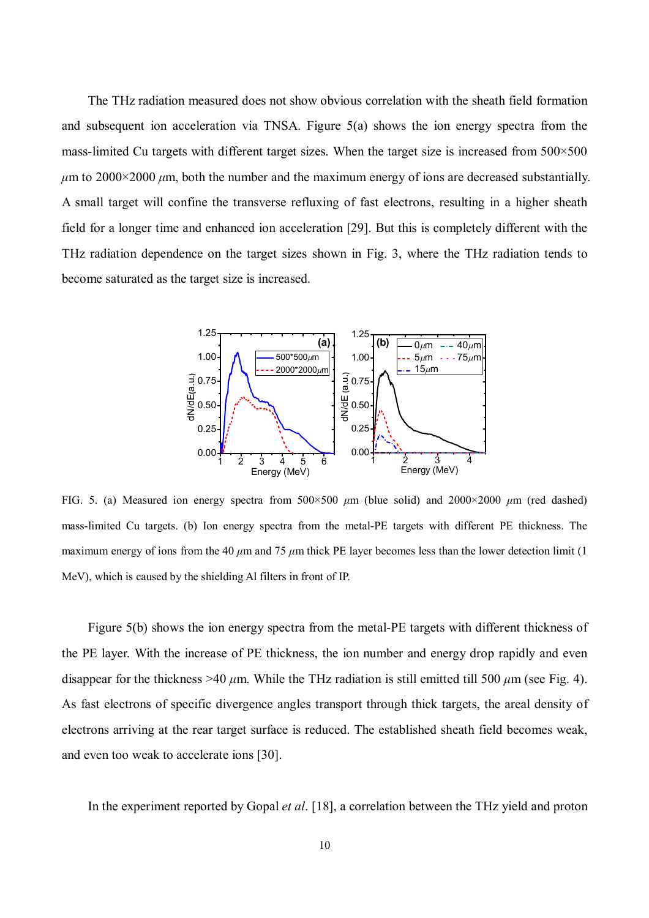The THz radiation measured does not show obvious correlation with the sheath field formation and subsequent ion acceleration via TNSA. Figure 5(a) shows the ion energy spectra from the mass-limited Cu targets with different target sizes. When the target size is increased from 500×500 $\mu$m to 2000×2000 $\mu$m, both the number and the maximum energy of ions are decreased substantially. A small target will confine the transverse refluxing of fast electrons, resulting in a higher sheath field for a longer time and enhanced ion acceleration [29]. But this is completely different with the THz radiation dependence on the target sizes shown in Fig. 3, where the THz radiation tends to become saturated as the target size is increased.

FIG. 5. (a) Measured ion energy spectra from 500×500 $\mu$m (blue solid) and 2000×2000 $\mu$m (red dashed) mass-limited Cu targets. (b) Ion energy spectra from the metal-PE targets with different PE thickness. The maximum energy of ions from the 40 $\mu$m and 75 $\mu$m thick PE layer becomes less than the lower detection limit (1 MeV), which is caused by the shielding Al filters in front of IP.

Figure 5(b) shows the ion energy spectra from the metal-PE targets with different thickness of the PE layer. With the increase of PE thickness, the ion number and energy drop rapidly and even disappear for the thickness >40 $\mu$m. While the THz radiation is still emitted till 500 $\mu$m (see Fig. 4). As fast electrons of specific divergence angles transport through thick targets, the areal density of electrons arriving at the rear target surface is reduced. The established sheath field becomes weak, and even too weak to accelerate ions [30].

In the experiment reported by Gopal *et al*. [18], a correlation between the THz yield and proton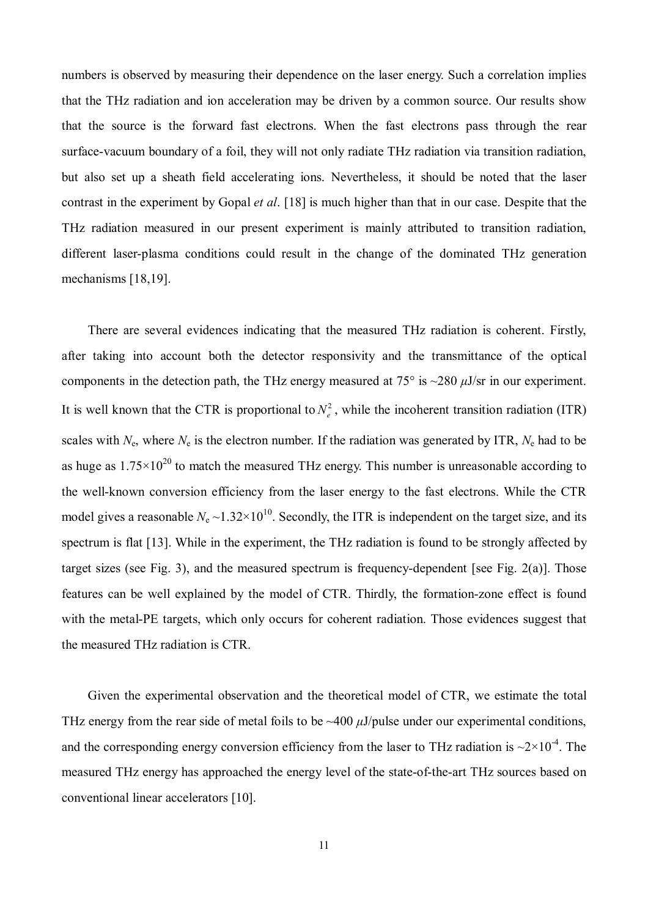numbers is observed by measuring their dependence on the laser energy. Such a correlation implies that the THz radiation and ion acceleration may be driven by a common source. Our results show that the source is the forward fast electrons. When the fast electrons pass through the rear surface-vacuum boundary of a foil, they will not only radiate THz radiation via transition radiation, but also set up a sheath field accelerating ions. Nevertheless, it should be noted that the laser contrast in the experiment by Gopal *et al*. [18] is much higher than that in our case. Despite that the THz radiation measured in our present experiment is mainly attributed to transition radiation, different laser-plasma conditions could result in the change of the dominated THz generation mechanisms [18,19].

There are several evidences indicating that the measured THz radiation is coherent. Firstly, after taking into account both the detector responsivity and the transmittance of the optical components in the detection path, the THz energy measured at 75° is ~280 $\mu$J/sr in our experiment. It is well known that the CTR is proportional to $N_e^2$, while the incoherent transition radiation (ITR) scales with $N_e$, where $N_e$ is the electron number. If the radiation was generated by ITR, $N_e$ had to be as huge as $1.75\times10^{20}$ to match the measured THz energy. This number is unreasonable according to the well-known conversion efficiency from the laser energy to the fast electrons. While the CTR model gives a reasonable $N_e \sim 1.32\times10^{10}$. Secondly, the ITR is independent on the target size, and its spectrum is flat [13]. While in the experiment, the THz radiation is found to be strongly affected by target sizes (see Fig. 3), and the measured spectrum is frequency-dependent [see Fig. 2(a)]. Those features can be well explained by the model of CTR. Thirdly, the formation-zone effect is found with the metal-PE targets, which only occurs for coherent radiation. Those evidences suggest that the measured THz radiation is CTR.

Given the experimental observation and the theoretical model of CTR, we estimate the total THz energy from the rear side of metal foils to be ~400 $\mu$J/pulse under our experimental conditions, and the corresponding energy conversion efficiency from the laser to THz radiation is $\sim2\times10^{-4}$. The measured THz energy has approached the energy level of the state-of-the-art THz sources based on conventional linear accelerators [10].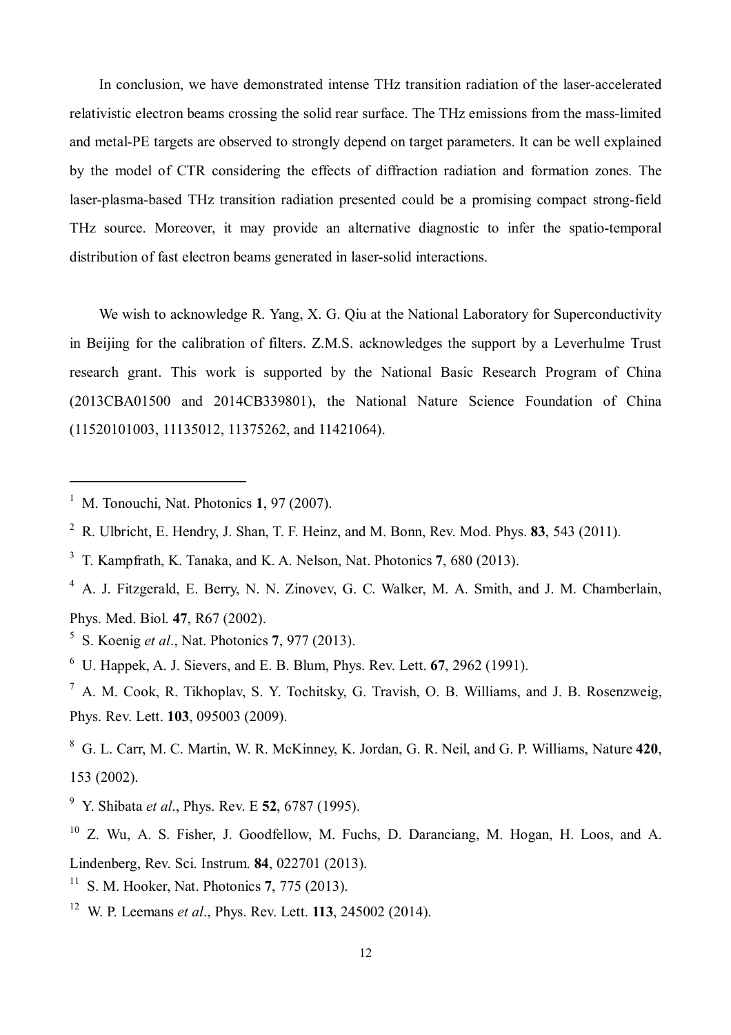In conclusion, we have demonstrated intense THz transition radiation of the laser-accelerated relativistic electron beams crossing the solid rear surface. The THz emissions from the mass-limited and metal-PE targets are observed to strongly depend on target parameters. It can be well explained by the model of CTR considering the effects of diffraction radiation and formation zones. The laser-plasma-based THz transition radiation presented could be a promising compact strong-field THz source. Moreover, it may provide an alternative diagnostic to infer the spatio-temporal distribution of fast electron beams generated in laser-solid interactions.

We wish to acknowledge R. Yang, X. G. Qiu at the National Laboratory for Superconductivity in Beijing for the calibration of filters. Z.M.S. acknowledges the support by a Leverhulme Trust research grant. This work is supported by the National Basic Research Program of China (2013CBA01500 and 2014CB339801), the National Nature Science Foundation of China (11520101003, 11135012, 11375262, and 11421064).

---

[1] M. Tonouchi, Nat. Photonics **1**, 97 (2007).

[2] R. Ulbricht, E. Hendry, J. Shan, T. F. Heinz, and M. Bonn, Rev. Mod. Phys. **83**, 543 (2011).

[3] T. Kampfrath, K. Tanaka, and K. A. Nelson, Nat. Photonics **7**, 680 (2013).

[4] A. J. Fitzgerald, E. Berry, N. N. Zinovev, G. C. Walker, M. A. Smith, and J. M. Chamberlain, Phys. Med. Biol. **47**, R67 (2002).

[5] S. Koenig *et al*., Nat. Photonics **7**, 977 (2013).

[6] U. Happek, A. J. Sievers, and E. B. Blum, Phys. Rev. Lett. **67**, 2962 (1991).

[7] A. M. Cook, R. Tikhoplav, S. Y. Tochitsky, G. Travish, O. B. Williams, and J. B. Rosenzweig, Phys. Rev. Lett. **103**, 095003 (2009).

[8] G. L. Carr, M. C. Martin, W. R. McKinney, K. Jordan, G. R. Neil, and G. P. Williams, Nature **420**, 153 (2002).

[9] Y. Shibata *et al*., Phys. Rev. E **52**, 6787 (1995).

[10] Z. Wu, A. S. Fisher, J. Goodfellow, M. Fuchs, D. Daranciang, M. Hogan, H. Loos, and A. Lindenberg, Rev. Sci. Instrum. **84**, 022701 (2013).

[11] S. M. Hooker, Nat. Photonics **7**, 775 (2013).

[12] W. P. Leemans *et al*., Phys. Rev. Lett. **113**, 245002 (2014).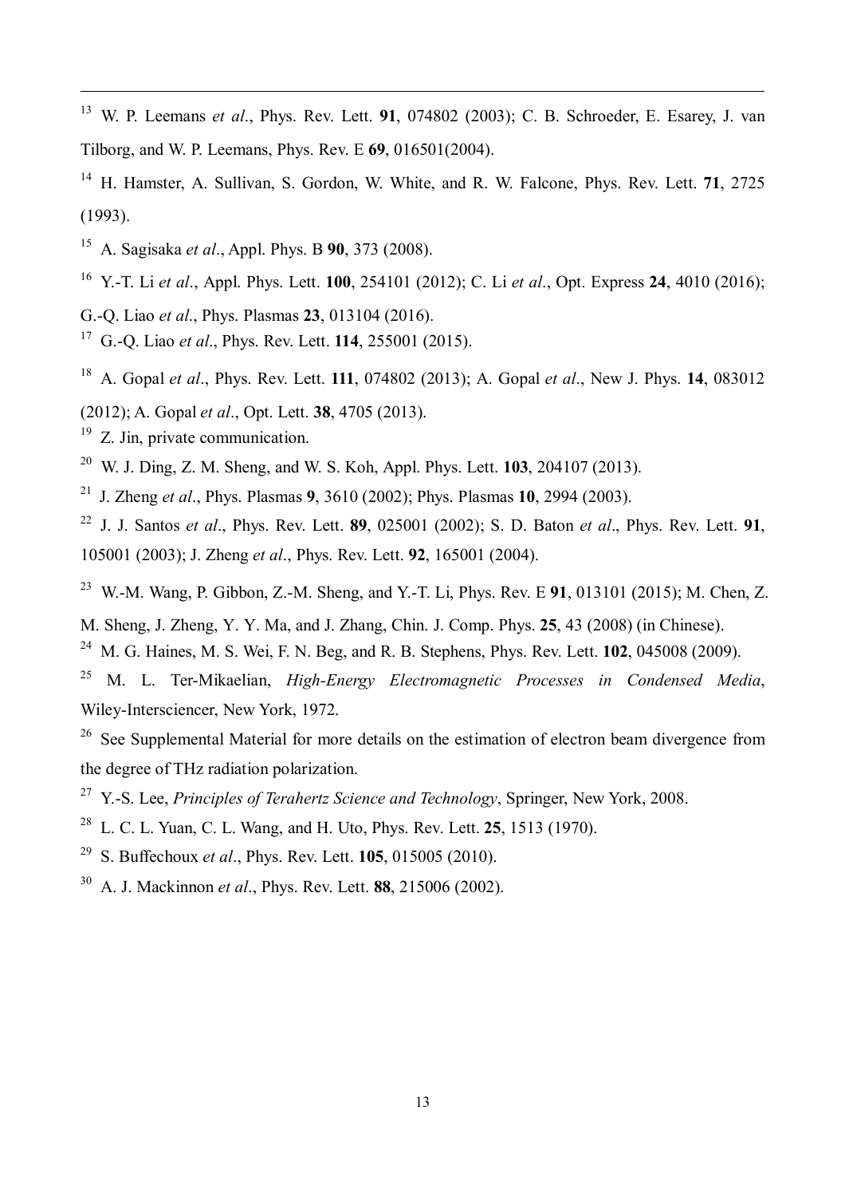[13] W. P. Leemans *et al*., Phys. Rev. Lett. **91**, 074802 (2003); C. B. Schroeder, E. Esarey, J. van Tilborg, and W. P. Leemans, Phys. Rev. E **69**, 016501(2004).

[14] H. Hamster, A. Sullivan, S. Gordon, W. White, and R. W. Falcone, Phys. Rev. Lett. **71**, 2725 (1993).

[15] A. Sagisaka *et al*., Appl. Phys. B **90**, 373 (2008).

[16] Y.-T. Li *et al*., Appl. Phys. Lett. **100**, 254101 (2012); C. Li *et al*., Opt. Express **24**, 4010 (2016); G.-Q. Liao *et al*., Phys. Plasmas **23**, 013104 (2016).

[17] G.-Q. Liao *et al*., Phys. Rev. Lett. **114**, 255001 (2015).

[18] A. Gopal *et al*., Phys. Rev. Lett. **111**, 074802 (2013); A. Gopal *et al*., New J. Phys. **14**, 083012 (2012); A. Gopal *et al*., Opt. Lett. **38**, 4705 (2013).

[19] Z. Jin, private communication.

[20] W. J. Ding, Z. M. Sheng, and W. S. Koh, Appl. Phys. Lett. **103**, 204107 (2013).

[21] J. Zheng *et al*., Phys. Plasmas **9**, 3610 (2002); Phys. Plasmas **10**, 2994 (2003).

[22] J. J. Santos *et al*., Phys. Rev. Lett. **89**, 025001 (2002); S. D. Baton *et al*., Phys. Rev. Lett. **91**, 105001 (2003); J. Zheng *et al*., Phys. Rev. Lett. **92**, 165001 (2004).

[23] W.-M. Wang, P. Gibbon, Z.-M. Sheng, and Y.-T. Li, Phys. Rev. E **91**, 013101 (2015); M. Chen, Z. M. Sheng, J. Zheng, Y. Y. Ma, and J. Zhang, Chin. J. Comp. Phys. **25**, 43 (2008) (in Chinese).

[24] M. G. Haines, M. S. Wei, F. N. Beg, and R. B. Stephens, Phys. Rev. Lett. **102**, 045008 (2009).

[25] M. L. Ter-Mikaelian, *High-Energy Electromagnetic Processes in Condensed Media*, Wiley-Intersciencer, New York, 1972.

[26] See Supplemental Material for more details on the estimation of electron beam divergence from the degree of THz radiation polarization.

[27] Y.-S. Lee, *Principles of Terahertz Science and Technology*, Springer, New York, 2008.

[28] L. C. L. Yuan, C. L. Wang, and H. Uto, Phys. Rev. Lett. **25**, 1513 (1970).

[29] S. Buffechoux *et al*., Phys. Rev. Lett. **105**, 015005 (2010).

[30] A. J. Mackinnon *et al*., Phys. Rev. Lett. **88**, 215006 (2002).